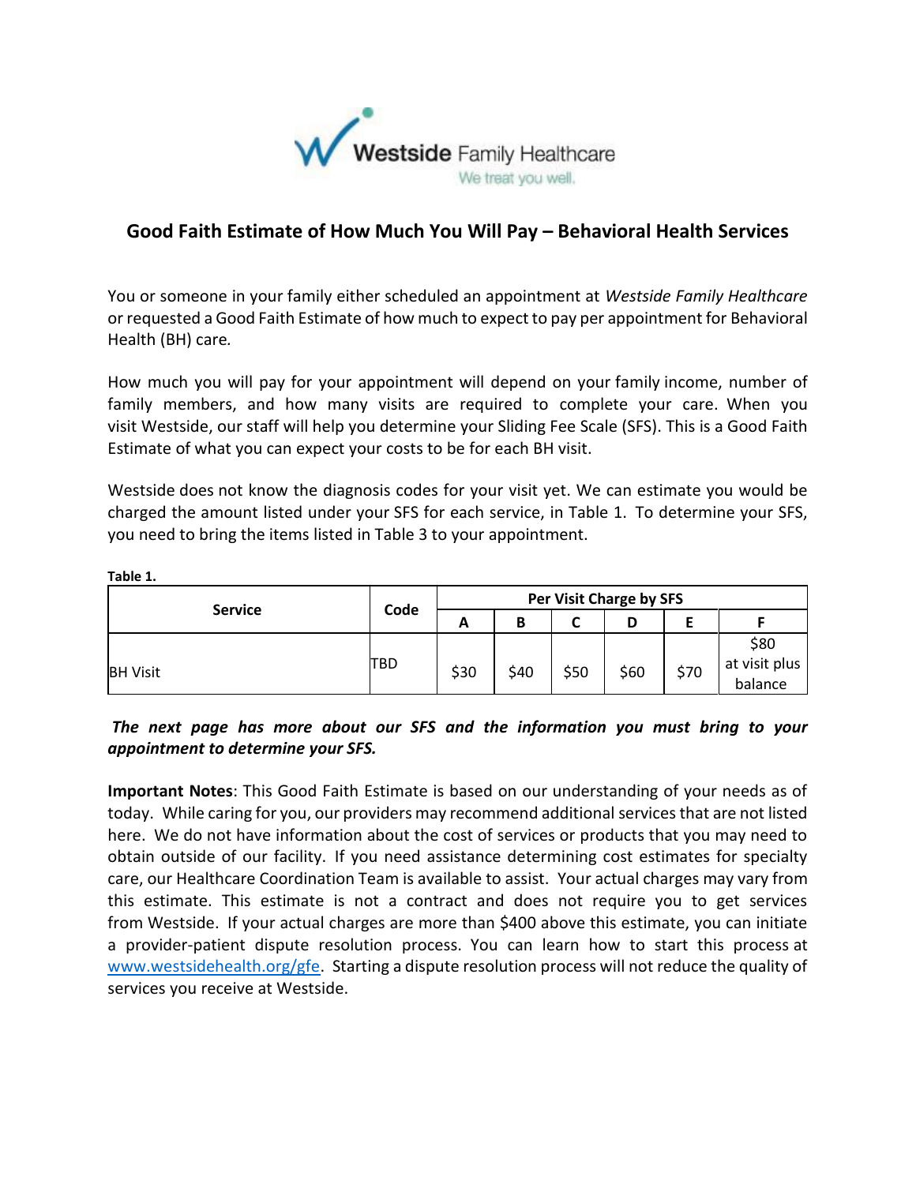Westside Family Healthcare
We treat you well.

# Good Faith Estimate of How Much You Will Pay – Behavioral Health Services

You or someone in your family either scheduled an appointment at *Westside Family Healthcare* or requested a Good Faith Estimate of how much to expect to pay per appointment for Behavioral Health (BH) care.

How much you will pay for your appointment will depend on your family income, number of family members, and how many visits are required to complete your care. When you visit Westside, our staff will help you determine your Sliding Fee Scale (SFS). This is a Good Faith Estimate of what you can expect your costs to be for each BH visit.

Westside does not know the diagnosis codes for your visit yet. We can estimate you would be charged the amount listed under your SFS for each service, in Table 1. To determine your SFS, you need to bring the items listed in Table 3 to your appointment.

**Table 1.**

| Service | Code | Per Visit Charge by SFS | | | | | |
|---|---|---|---|---|---|---|---|
| | | A | B | C | D | E | F |
| BH Visit | TBD | $30 | $40 | $50 | $60 | $70 | $80 at visit plus balance |

***The next page has more about our SFS and the information you must bring to your appointment to determine your SFS.***

**Important Notes**: This Good Faith Estimate is based on our understanding of your needs as of today. While caring for you, our providers may recommend additional services that are not listed here. We do not have information about the cost of services or products that you may need to obtain outside of our facility. If you need assistance determining cost estimates for specialty care, our Healthcare Coordination Team is available to assist. Your actual charges may vary from this estimate. This estimate is not a contract and does not require you to get services from Westside. If your actual charges are more than $400 above this estimate, you can initiate a provider-patient dispute resolution process. You can learn how to start this process at www.westsidehealth.org/gfe. Starting a dispute resolution process will not reduce the quality of services you receive at Westside.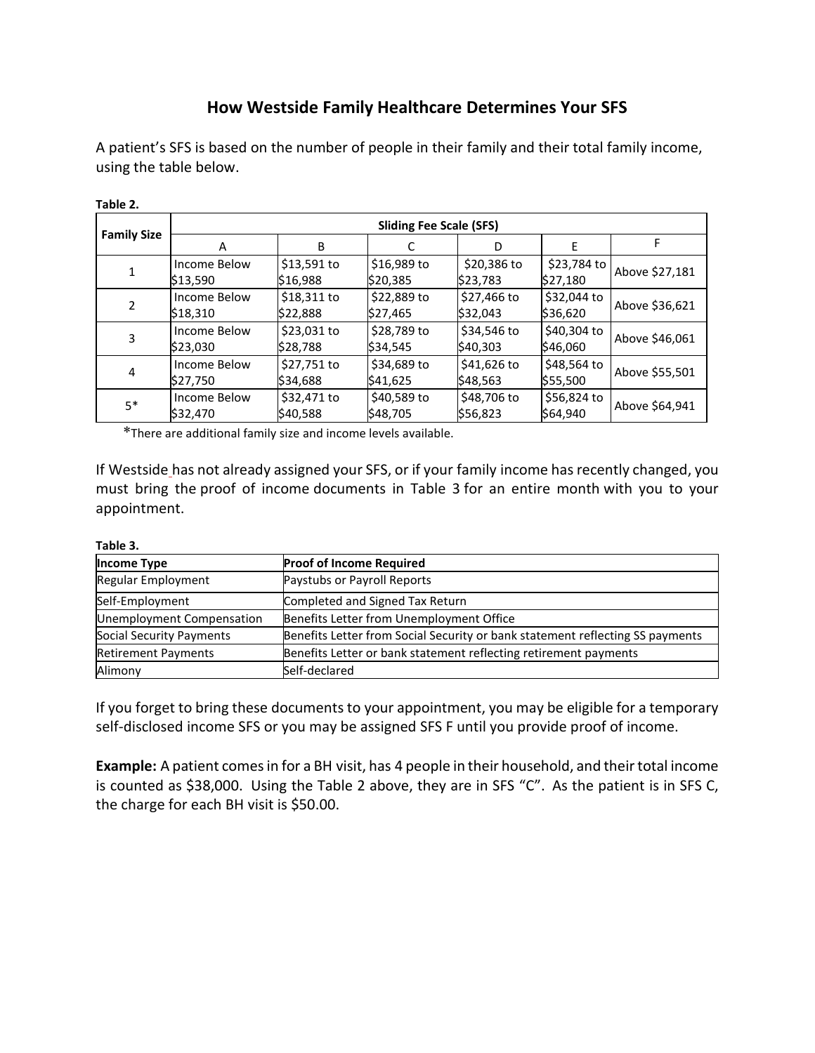# How Westside Family Healthcare Determines Your SFS

A patient's SFS is based on the number of people in their family and their total family income, using the table below.

**Table 2.**

| Family Size | Sliding Fee Scale (SFS) | | | | | |
|---|---|---|---|---|---|---|
| | A | B | C | D | E | F |
| 1 | Income Below $13,590 | $13,591 to $16,988 | $16,989 to $20,385 | $20,386 to $23,783 | $23,784 to $27,180 | Above $27,181 |
| 2 | Income Below $18,310 | $18,311 to $22,888 | $22,889 to $27,465 | $27,466 to $32,043 | $32,044 to $36,620 | Above $36,621 |
| 3 | Income Below $23,030 | $23,031 to $28,788 | $28,789 to $34,545 | $34,546 to $40,303 | $40,304 to $46,060 | Above $46,061 |
| 4 | Income Below $27,750 | $27,751 to $34,688 | $34,689 to $41,625 | $41,626 to $48,563 | $48,564 to $55,500 | Above $55,501 |
| 5* | Income Below $32,470 | $32,471 to $40,588 | $40,589 to $48,705 | $48,706 to $56,823 | $56,824 to $64,940 | Above $64,941 |

*There are additional family size and income levels available.

If Westside has not already assigned your SFS, or if your family income has recently changed, you must bring the proof of income documents in Table 3 for an entire month with you to your appointment.

**Table 3.**

| Income Type | Proof of Income Required |
|---|---|
| Regular Employment | Paystubs or Payroll Reports |
| Self-Employment | Completed and Signed Tax Return |
| Unemployment Compensation | Benefits Letter from Unemployment Office |
| Social Security Payments | Benefits Letter from Social Security or bank statement reflecting SS payments |
| Retirement Payments | Benefits Letter or bank statement reflecting retirement payments |
| Alimony | Self-declared |

If you forget to bring these documents to your appointment, you may be eligible for a temporary self-disclosed income SFS or you may be assigned SFS F until you provide proof of income.

**Example:** A patient comes in for a BH visit, has 4 people in their household, and their total income is counted as $38,000. Using the Table 2 above, they are in SFS "C". As the patient is in SFS C, the charge for each BH visit is $50.00.